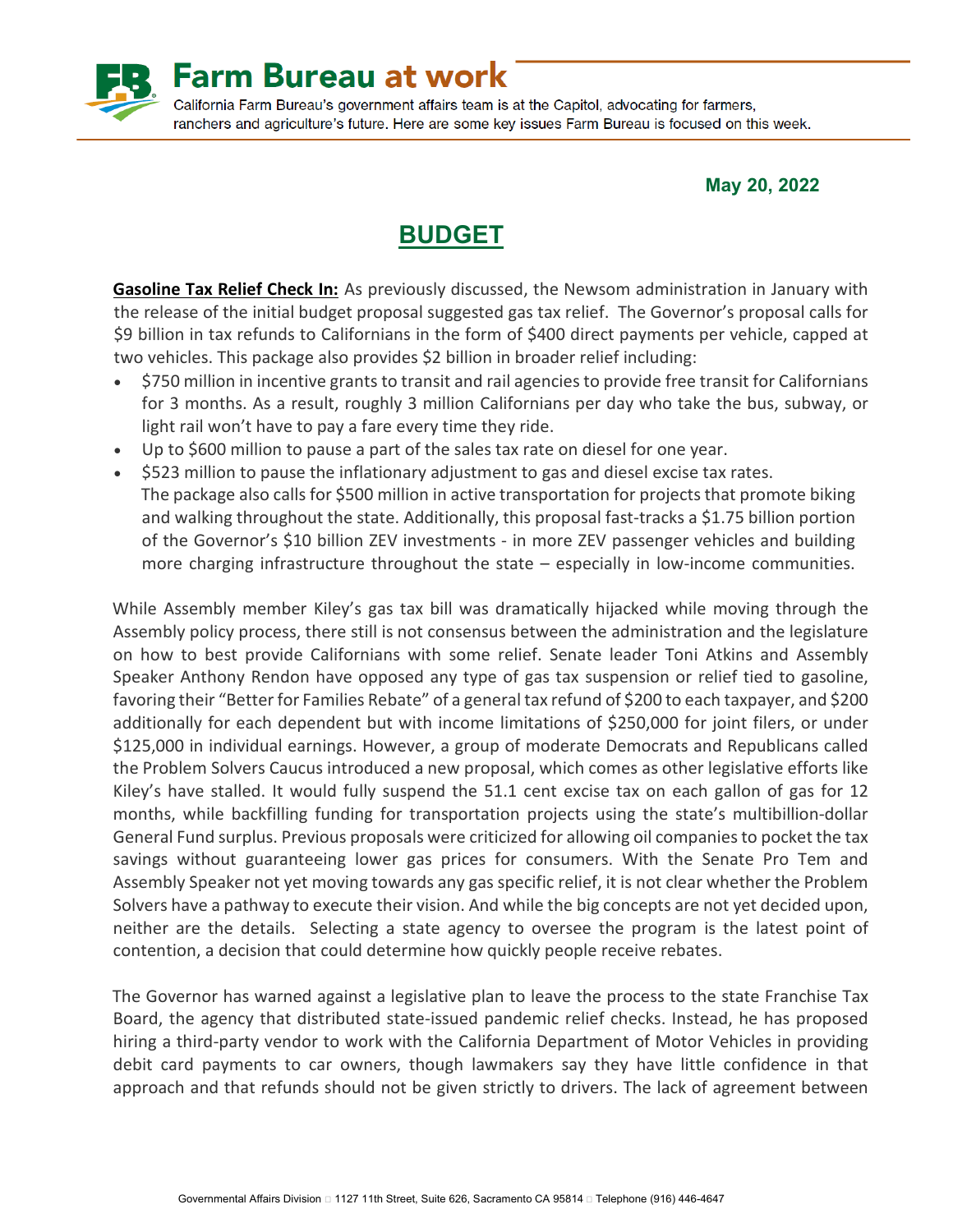# Farm Bureau at work

California Farm Bureau's government affairs team is at the Capitol, advocating for farmers, ranchers and agriculture's future. Here are some key issues Farm Bureau is focused on this week.

**May 20, 2022**

## BUDGET

**Gasoline Tax Relief Check In:** As previously discussed, the Newsom administration in January with the release of the initial budget proposal suggested gas tax relief. The Governor's proposal calls for $9 billion in tax refunds to Californians in the form of $400 direct payments per vehicle, capped at two vehicles. This package also provides $2 billion in broader relief including:

- $750 million in incentive grants to transit and rail agencies to provide free transit for Californians for 3 months. As a result, roughly 3 million Californians per day who take the bus, subway, or light rail won't have to pay a fare every time they ride.
- Up to $600 million to pause a part of the sales tax rate on diesel for one year.
- $523 million to pause the inflationary adjustment to gas and diesel excise tax rates.

The package also calls for $500 million in active transportation for projects that promote biking and walking throughout the state. Additionally, this proposal fast-tracks a $1.75 billion portion of the Governor's $10 billion ZEV investments - in more ZEV passenger vehicles and building more charging infrastructure throughout the state – especially in low-income communities.

While Assembly member Kiley's gas tax bill was dramatically hijacked while moving through the Assembly policy process, there still is not consensus between the administration and the legislature on how to best provide Californians with some relief. Senate leader Toni Atkins and Assembly Speaker Anthony Rendon have opposed any type of gas tax suspension or relief tied to gasoline, favoring their "Better for Families Rebate" of a general tax refund of $200 to each taxpayer, and $200 additionally for each dependent but with income limitations of $250,000 for joint filers, or under $125,000 in individual earnings. However, a group of moderate Democrats and Republicans called the Problem Solvers Caucus introduced a new proposal, which comes as other legislative efforts like Kiley's have stalled. It would fully suspend the 51.1 cent excise tax on each gallon of gas for 12 months, while backfilling funding for transportation projects using the state's multibillion-dollar General Fund surplus. Previous proposals were criticized for allowing oil companies to pocket the tax savings without guaranteeing lower gas prices for consumers. With the Senate Pro Tem and Assembly Speaker not yet moving towards any gas specific relief, it is not clear whether the Problem Solvers have a pathway to execute their vision. And while the big concepts are not yet decided upon, neither are the details. Selecting a state agency to oversee the program is the latest point of contention, a decision that could determine how quickly people receive rebates.

The Governor has warned against a legislative plan to leave the process to the state Franchise Tax Board, the agency that distributed state-issued pandemic relief checks. Instead, he has proposed hiring a third-party vendor to work with the California Department of Motor Vehicles in providing debit card payments to car owners, though lawmakers say they have little confidence in that approach and that refunds should not be given strictly to drivers. The lack of agreement between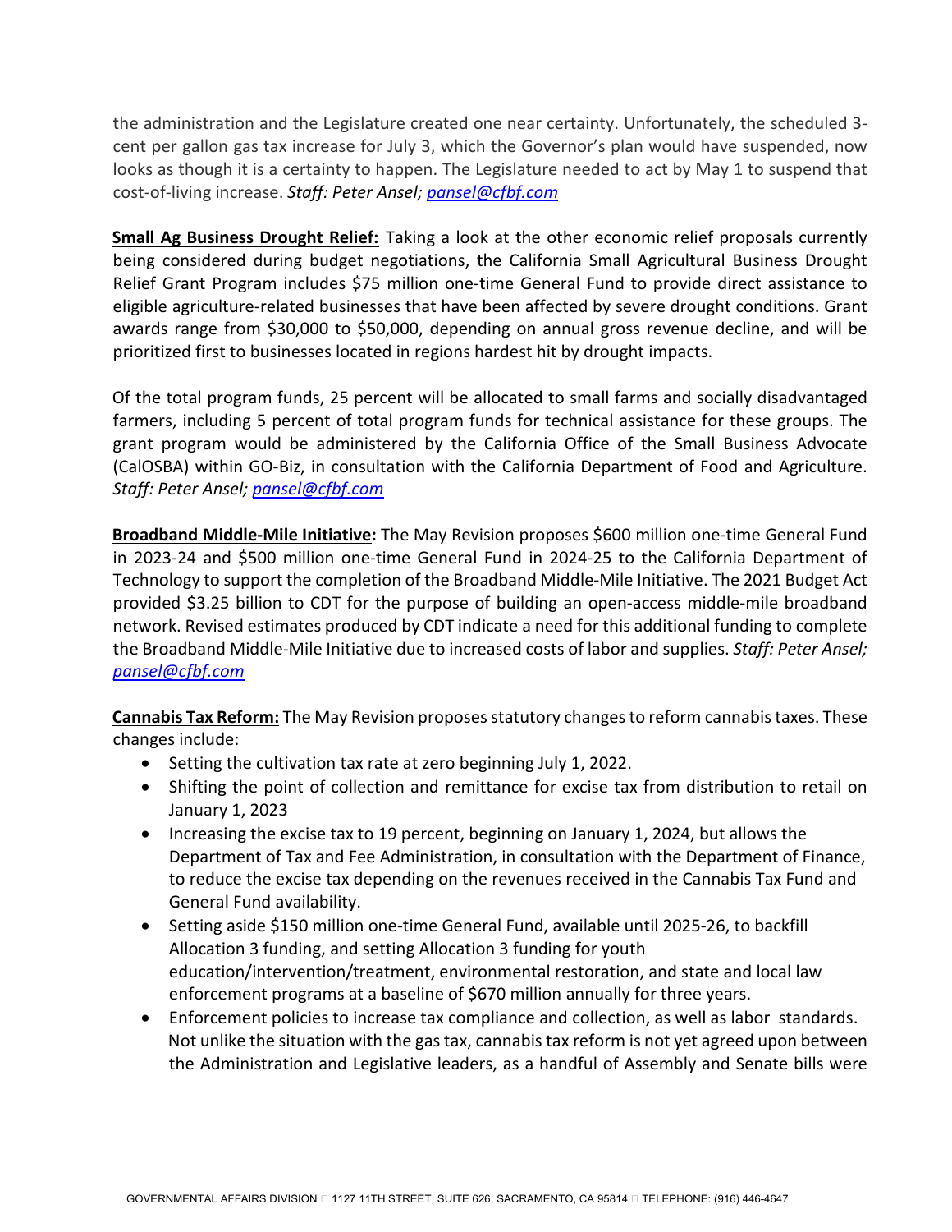the administration and the Legislature created one near certainty. Unfortunately, the scheduled 3-cent per gallon gas tax increase for July 3, which the Governor's plan would have suspended, now looks as though it is a certainty to happen. The Legislature needed to act by May 1 to suspend that cost-of-living increase. *Staff: Peter Ansel; pansel@cfbf.com*

**Small Ag Business Drought Relief:** Taking a look at the other economic relief proposals currently being considered during budget negotiations, the California Small Agricultural Business Drought Relief Grant Program includes $75 million one-time General Fund to provide direct assistance to eligible agriculture-related businesses that have been affected by severe drought conditions. Grant awards range from $30,000 to $50,000, depending on annual gross revenue decline, and will be prioritized first to businesses located in regions hardest hit by drought impacts.

Of the total program funds, 25 percent will be allocated to small farms and socially disadvantaged farmers, including 5 percent of total program funds for technical assistance for these groups. The grant program would be administered by the California Office of the Small Business Advocate (CalOSBA) within GO-Biz, in consultation with the California Department of Food and Agriculture. *Staff: Peter Ansel; pansel@cfbf.com*

**Broadband Middle-Mile Initiative:** The May Revision proposes $600 million one-time General Fund in 2023-24 and $500 million one-time General Fund in 2024-25 to the California Department of Technology to support the completion of the Broadband Middle-Mile Initiative. The 2021 Budget Act provided $3.25 billion to CDT for the purpose of building an open-access middle-mile broadband network. Revised estimates produced by CDT indicate a need for this additional funding to complete the Broadband Middle-Mile Initiative due to increased costs of labor and supplies. *Staff: Peter Ansel; pansel@cfbf.com*

**Cannabis Tax Reform:** The May Revision proposes statutory changes to reform cannabis taxes. These changes include:

- Setting the cultivation tax rate at zero beginning July 1, 2022.
- Shifting the point of collection and remittance for excise tax from distribution to retail on January 1, 2023
- Increasing the excise tax to 19 percent, beginning on January 1, 2024, but allows the Department of Tax and Fee Administration, in consultation with the Department of Finance, to reduce the excise tax depending on the revenues received in the Cannabis Tax Fund and General Fund availability.
- Setting aside $150 million one-time General Fund, available until 2025-26, to backfill Allocation 3 funding, and setting Allocation 3 funding for youth education/intervention/treatment, environmental restoration, and state and local law enforcement programs at a baseline of $670 million annually for three years.
- Enforcement policies to increase tax compliance and collection, as well as labor standards. Not unlike the situation with the gas tax, cannabis tax reform is not yet agreed upon between the Administration and Legislative leaders, as a handful of Assembly and Senate bills were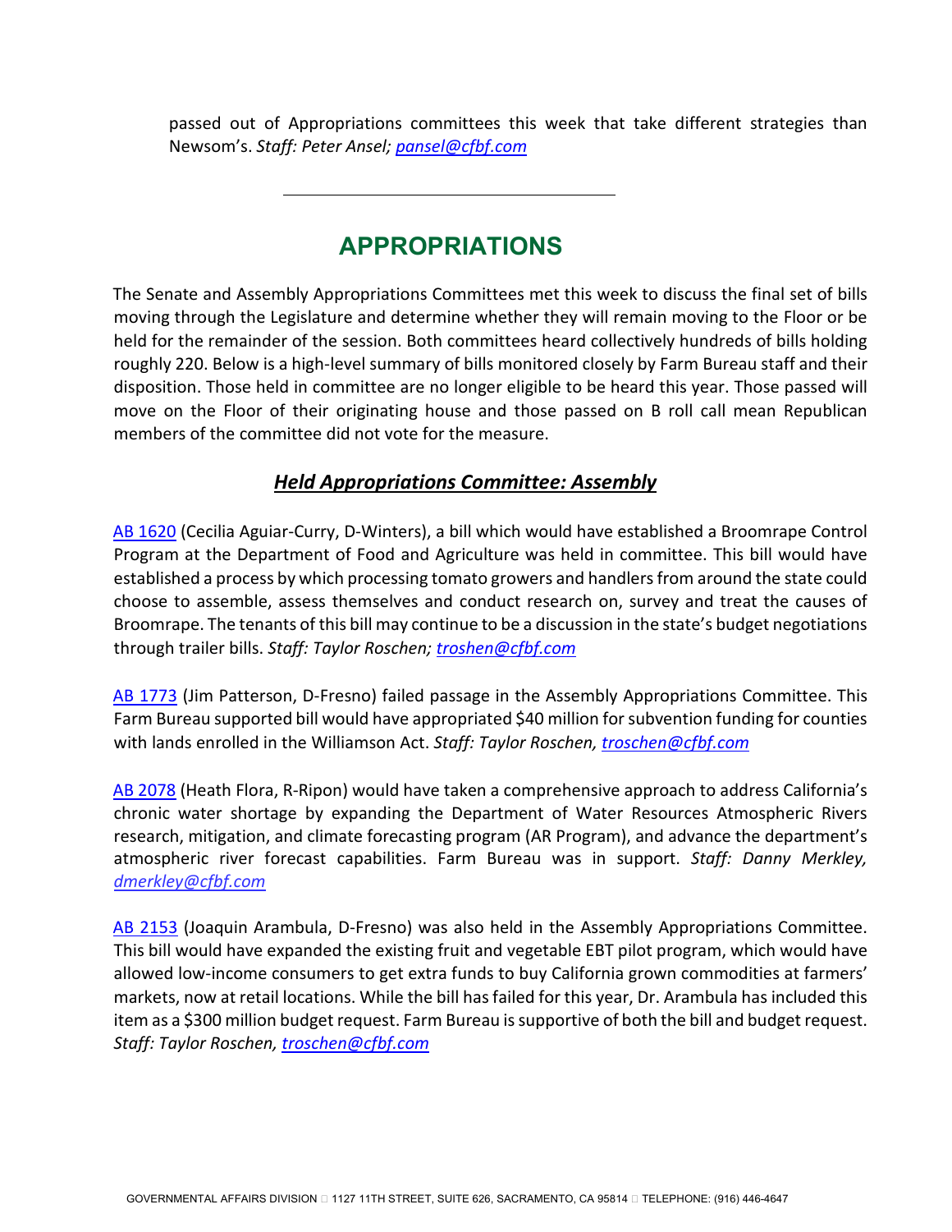passed out of Appropriations committees this week that take different strategies than Newsom's. *Staff: Peter Ansel; pansel@cfbf.com*

---

## APPROPRIATIONS

The Senate and Assembly Appropriations Committees met this week to discuss the final set of bills moving through the Legislature and determine whether they will remain moving to the Floor or be held for the remainder of the session. Both committees heard collectively hundreds of bills holding roughly 220. Below is a high-level summary of bills monitored closely by Farm Bureau staff and their disposition. Those held in committee are no longer eligible to be heard this year. Those passed will move on the Floor of their originating house and those passed on B roll call mean Republican members of the committee did not vote for the measure.

### ***Held Appropriations Committee: Assembly***

AB 1620 (Cecilia Aguiar-Curry, D-Winters), a bill which would have established a Broomrape Control Program at the Department of Food and Agriculture was held in committee. This bill would have established a process by which processing tomato growers and handlers from around the state could choose to assemble, assess themselves and conduct research on, survey and treat the causes of Broomrape. The tenants of this bill may continue to be a discussion in the state's budget negotiations through trailer bills. *Staff: Taylor Roschen; troshen@cfbf.com*

AB 1773 (Jim Patterson, D-Fresno) failed passage in the Assembly Appropriations Committee. This Farm Bureau supported bill would have appropriated $40 million for subvention funding for counties with lands enrolled in the Williamson Act. *Staff: Taylor Roschen, troschen@cfbf.com*

AB 2078 (Heath Flora, R-Ripon) would have taken a comprehensive approach to address California's chronic water shortage by expanding the Department of Water Resources Atmospheric Rivers research, mitigation, and climate forecasting program (AR Program), and advance the department's atmospheric river forecast capabilities. Farm Bureau was in support. *Staff: Danny Merkley, dmerkley@cfbf.com*

AB 2153 (Joaquin Arambula, D-Fresno) was also held in the Assembly Appropriations Committee. This bill would have expanded the existing fruit and vegetable EBT pilot program, which would have allowed low-income consumers to get extra funds to buy California grown commodities at farmers' markets, now at retail locations. While the bill has failed for this year, Dr. Arambula has included this item as a $300 million budget request. Farm Bureau is supportive of both the bill and budget request. *Staff: Taylor Roschen, troschen@cfbf.com*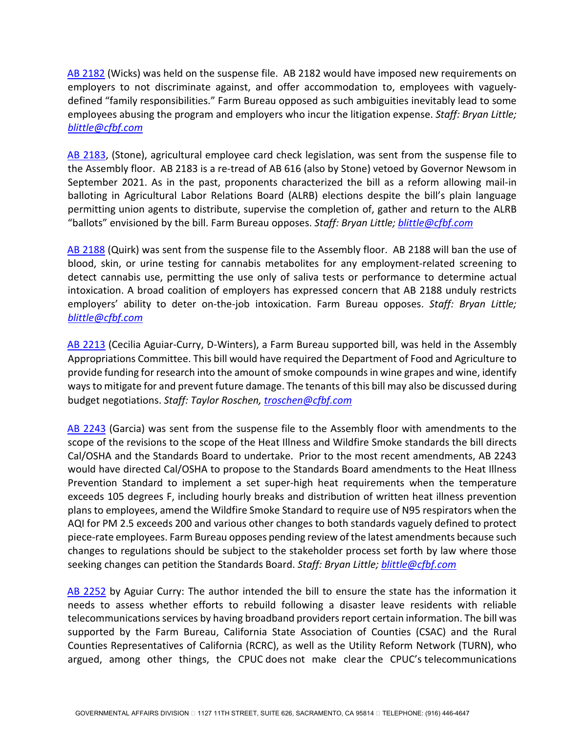AB 2182 (Wicks) was held on the suspense file. AB 2182 would have imposed new requirements on employers to not discriminate against, and offer accommodation to, employees with vaguely-defined "family responsibilities." Farm Bureau opposed as such ambiguities inevitably lead to some employees abusing the program and employers who incur the litigation expense. *Staff: Bryan Little; blittle@cfbf.com*

AB 2183, (Stone), agricultural employee card check legislation, was sent from the suspense file to the Assembly floor. AB 2183 is a re-tread of AB 616 (also by Stone) vetoed by Governor Newsom in September 2021. As in the past, proponents characterized the bill as a reform allowing mail-in balloting in Agricultural Labor Relations Board (ALRB) elections despite the bill's plain language permitting union agents to distribute, supervise the completion of, gather and return to the ALRB "ballots" envisioned by the bill. Farm Bureau opposes. *Staff: Bryan Little; blittle@cfbf.com*

AB 2188 (Quirk) was sent from the suspense file to the Assembly floor. AB 2188 will ban the use of blood, skin, or urine testing for cannabis metabolites for any employment-related screening to detect cannabis use, permitting the use only of saliva tests or performance to determine actual intoxication. A broad coalition of employers has expressed concern that AB 2188 unduly restricts employers' ability to deter on-the-job intoxication. Farm Bureau opposes. *Staff: Bryan Little; blittle@cfbf.com*

AB 2213 (Cecilia Aguiar-Curry, D-Winters), a Farm Bureau supported bill, was held in the Assembly Appropriations Committee. This bill would have required the Department of Food and Agriculture to provide funding for research into the amount of smoke compounds in wine grapes and wine, identify ways to mitigate for and prevent future damage. The tenants of this bill may also be discussed during budget negotiations. *Staff: Taylor Roschen, troschen@cfbf.com*

AB 2243 (Garcia) was sent from the suspense file to the Assembly floor with amendments to the scope of the revisions to the scope of the Heat Illness and Wildfire Smoke standards the bill directs Cal/OSHA and the Standards Board to undertake. Prior to the most recent amendments, AB 2243 would have directed Cal/OSHA to propose to the Standards Board amendments to the Heat Illness Prevention Standard to implement a set super-high heat requirements when the temperature exceeds 105 degrees F, including hourly breaks and distribution of written heat illness prevention plans to employees, amend the Wildfire Smoke Standard to require use of N95 respirators when the AQI for PM 2.5 exceeds 200 and various other changes to both standards vaguely defined to protect piece-rate employees. Farm Bureau opposes pending review of the latest amendments because such changes to regulations should be subject to the stakeholder process set forth by law where those seeking changes can petition the Standards Board. *Staff: Bryan Little; blittle@cfbf.com*

AB 2252 by Aguiar Curry: The author intended the bill to ensure the state has the information it needs to assess whether efforts to rebuild following a disaster leave residents with reliable telecommunications services by having broadband providers report certain information. The bill was supported by the Farm Bureau, California State Association of Counties (CSAC) and the Rural Counties Representatives of California (RCRC), as well as the Utility Reform Network (TURN), who argued, among other things, the CPUC does not make clear the CPUC's telecommunications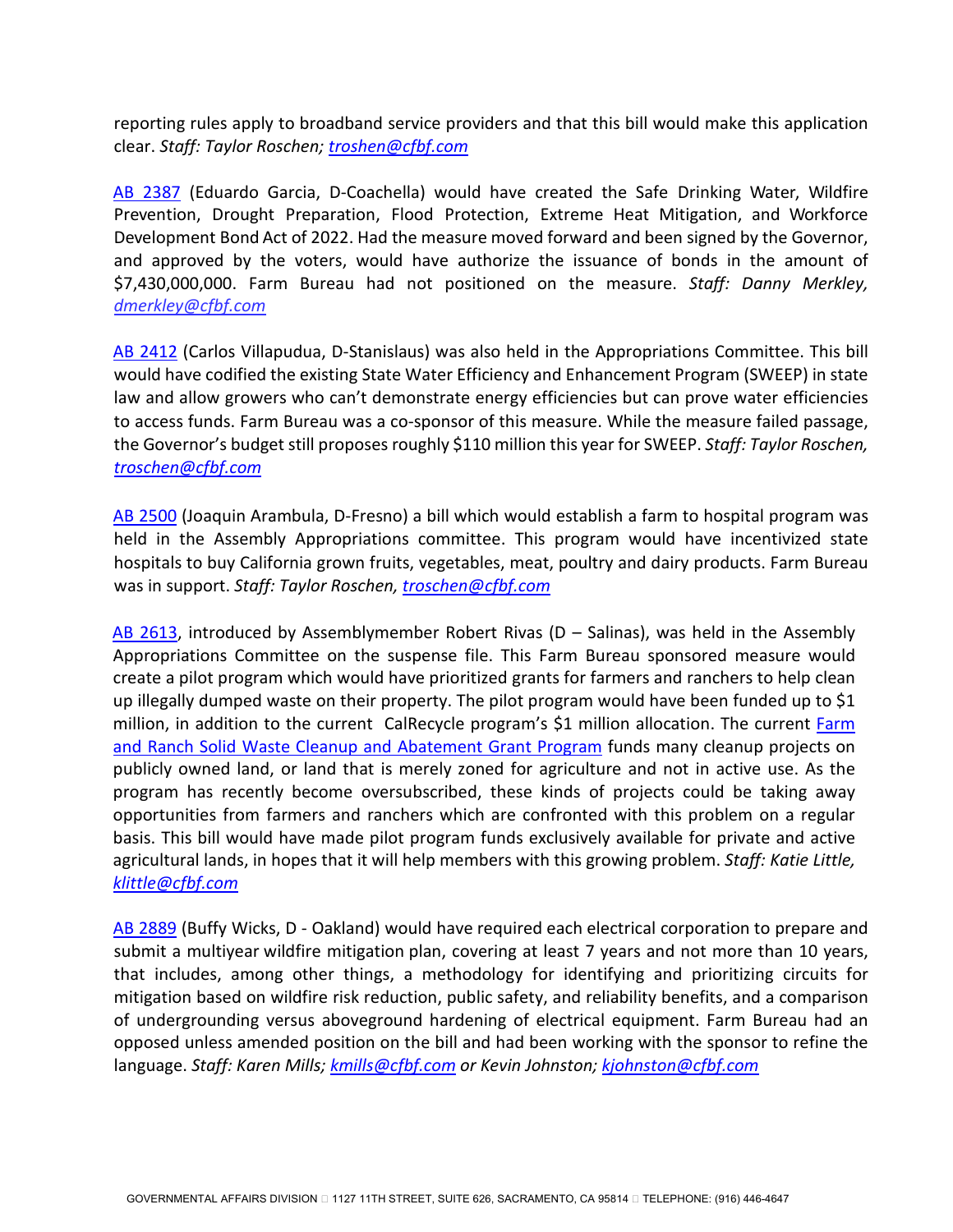reporting rules apply to broadband service providers and that this bill would make this application clear. *Staff: Taylor Roschen; troshen@cfbf.com*

AB 2387 (Eduardo Garcia, D-Coachella) would have created the Safe Drinking Water, Wildfire Prevention, Drought Preparation, Flood Protection, Extreme Heat Mitigation, and Workforce Development Bond Act of 2022. Had the measure moved forward and been signed by the Governor, and approved by the voters, would have authorize the issuance of bonds in the amount of $7,430,000,000. Farm Bureau had not positioned on the measure. *Staff: Danny Merkley, dmerkley@cfbf.com*

AB 2412 (Carlos Villapudua, D-Stanislaus) was also held in the Appropriations Committee. This bill would have codified the existing State Water Efficiency and Enhancement Program (SWEEP) in state law and allow growers who can't demonstrate energy efficiencies but can prove water efficiencies to access funds. Farm Bureau was a co-sponsor of this measure. While the measure failed passage, the Governor's budget still proposes roughly $110 million this year for SWEEP. *Staff: Taylor Roschen, troschen@cfbf.com*

AB 2500 (Joaquin Arambula, D-Fresno) a bill which would establish a farm to hospital program was held in the Assembly Appropriations committee. This program would have incentivized state hospitals to buy California grown fruits, vegetables, meat, poultry and dairy products. Farm Bureau was in support. *Staff: Taylor Roschen, troschen@cfbf.com*

AB 2613, introduced by Assemblymember Robert Rivas (D – Salinas), was held in the Assembly Appropriations Committee on the suspense file. This Farm Bureau sponsored measure would create a pilot program which would have prioritized grants for farmers and ranchers to help clean up illegally dumped waste on their property. The pilot program would have been funded up to $1 million, in addition to the current CalRecycle program's $1 million allocation. The current Farm and Ranch Solid Waste Cleanup and Abatement Grant Program funds many cleanup projects on publicly owned land, or land that is merely zoned for agriculture and not in active use. As the program has recently become oversubscribed, these kinds of projects could be taking away opportunities from farmers and ranchers which are confronted with this problem on a regular basis. This bill would have made pilot program funds exclusively available for private and active agricultural lands, in hopes that it will help members with this growing problem. *Staff: Katie Little, klittle@cfbf.com*

AB 2889 (Buffy Wicks, D - Oakland) would have required each electrical corporation to prepare and submit a multiyear wildfire mitigation plan, covering at least 7 years and not more than 10 years, that includes, among other things, a methodology for identifying and prioritizing circuits for mitigation based on wildfire risk reduction, public safety, and reliability benefits, and a comparison of undergrounding versus aboveground hardening of electrical equipment. Farm Bureau had an opposed unless amended position on the bill and had been working with the sponsor to refine the language. *Staff: Karen Mills; kmills@cfbf.com or Kevin Johnston; kjohnston@cfbf.com*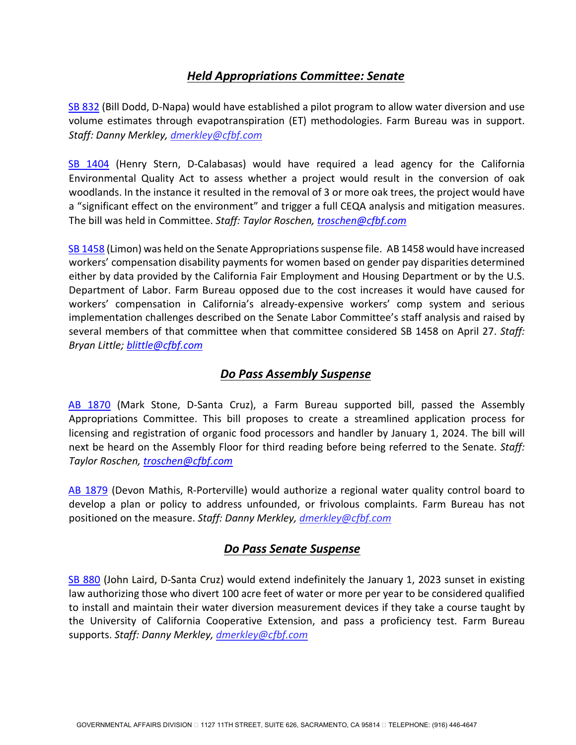## ***Held Appropriations Committee: Senate***

SB 832 (Bill Dodd, D-Napa) would have established a pilot program to allow water diversion and use volume estimates through evapotranspiration (ET) methodologies. Farm Bureau was in support. *Staff: Danny Merkley, dmerkley@cfbf.com*

SB 1404 (Henry Stern, D-Calabasas) would have required a lead agency for the California Environmental Quality Act to assess whether a project would result in the conversion of oak woodlands. In the instance it resulted in the removal of 3 or more oak trees, the project would have a "significant effect on the environment" and trigger a full CEQA analysis and mitigation measures. The bill was held in Committee. *Staff: Taylor Roschen, troschen@cfbf.com*

SB 1458 (Limon) was held on the Senate Appropriations suspense file. AB 1458 would have increased workers' compensation disability payments for women based on gender pay disparities determined either by data provided by the California Fair Employment and Housing Department or by the U.S. Department of Labor. Farm Bureau opposed due to the cost increases it would have caused for workers' compensation in California's already-expensive workers' comp system and serious implementation challenges described on the Senate Labor Committee's staff analysis and raised by several members of that committee when that committee considered SB 1458 on April 27. *Staff: Bryan Little; blittle@cfbf.com*

## ***Do Pass Assembly Suspense***

AB 1870 (Mark Stone, D-Santa Cruz), a Farm Bureau supported bill, passed the Assembly Appropriations Committee. This bill proposes to create a streamlined application process for licensing and registration of organic food processors and handler by January 1, 2024. The bill will next be heard on the Assembly Floor for third reading before being referred to the Senate. *Staff: Taylor Roschen, troschen@cfbf.com*

AB 1879 (Devon Mathis, R-Porterville) would authorize a regional water quality control board to develop a plan or policy to address unfounded, or frivolous complaints. Farm Bureau has not positioned on the measure. *Staff: Danny Merkley, dmerkley@cfbf.com*

## ***Do Pass Senate Suspense***

SB 880 (John Laird, D-Santa Cruz) would extend indefinitely the January 1, 2023 sunset in existing law authorizing those who divert 100 acre feet of water or more per year to be considered qualified to install and maintain their water diversion measurement devices if they take a course taught by the University of California Cooperative Extension, and pass a proficiency test. Farm Bureau supports. *Staff: Danny Merkley, dmerkley@cfbf.com*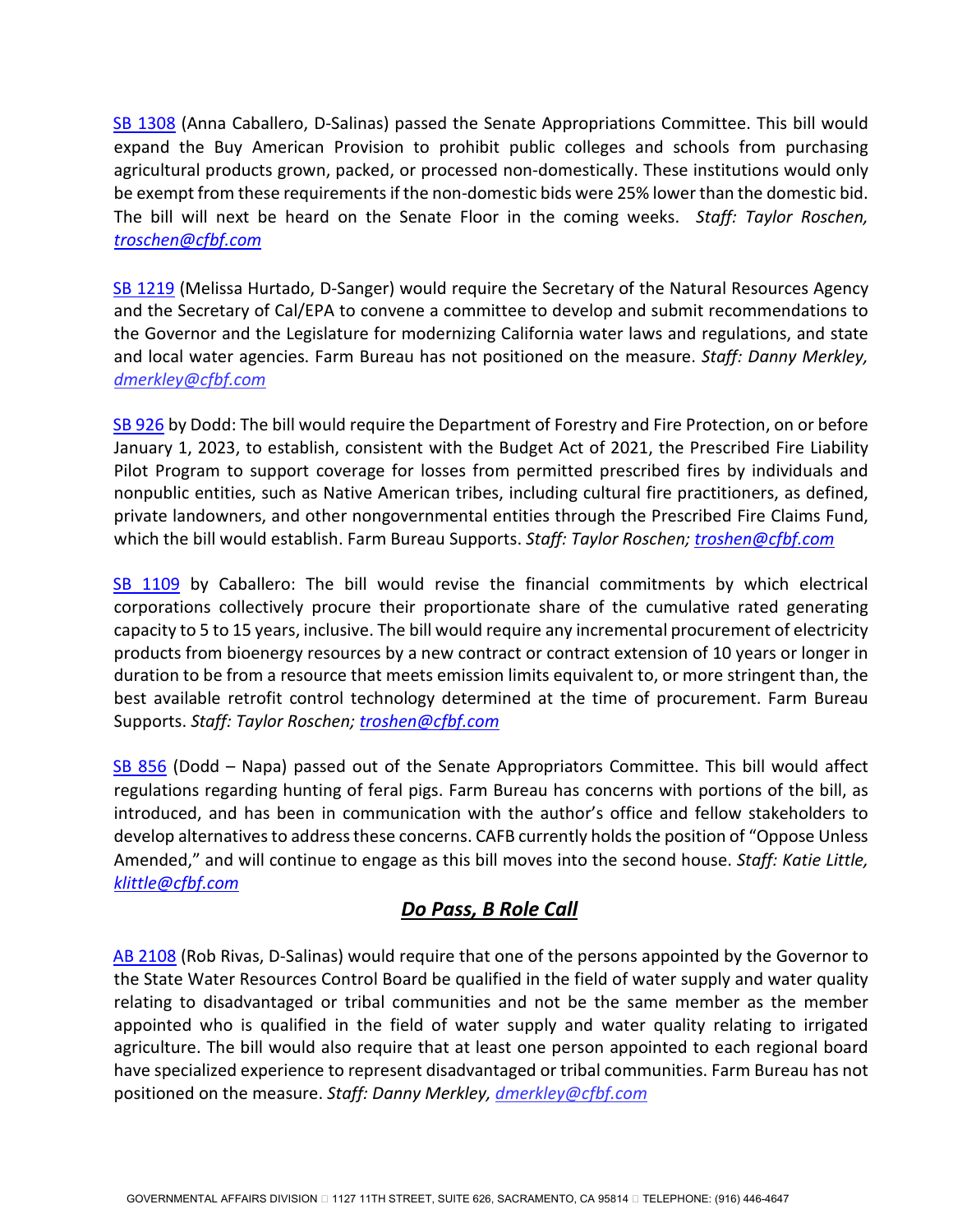[SB 1308](#) (Anna Caballero, D-Salinas) passed the Senate Appropriations Committee. This bill would expand the Buy American Provision to prohibit public colleges and schools from purchasing agricultural products grown, packed, or processed non-domestically. These institutions would only be exempt from these requirements if the non-domestic bids were 25% lower than the domestic bid. The bill will next be heard on the Senate Floor in the coming weeks. *Staff: Taylor Roschen, troschen@cfbf.com*

[SB 1219](#) (Melissa Hurtado, D-Sanger) would require the Secretary of the Natural Resources Agency and the Secretary of Cal/EPA to convene a committee to develop and submit recommendations to the Governor and the Legislature for modernizing California water laws and regulations, and state and local water agencies. Farm Bureau has not positioned on the measure. *Staff: Danny Merkley, dmerkley@cfbf.com*

[SB 926](#) by Dodd: The bill would require the Department of Forestry and Fire Protection, on or before January 1, 2023, to establish, consistent with the Budget Act of 2021, the Prescribed Fire Liability Pilot Program to support coverage for losses from permitted prescribed fires by individuals and nonpublic entities, such as Native American tribes, including cultural fire practitioners, as defined, private landowners, and other nongovernmental entities through the Prescribed Fire Claims Fund, which the bill would establish. Farm Bureau Supports. *Staff: Taylor Roschen; troshen@cfbf.com*

[SB 1109](#) by Caballero: The bill would revise the financial commitments by which electrical corporations collectively procure their proportionate share of the cumulative rated generating capacity to 5 to 15 years, inclusive. The bill would require any incremental procurement of electricity products from bioenergy resources by a new contract or contract extension of 10 years or longer in duration to be from a resource that meets emission limits equivalent to, or more stringent than, the best available retrofit control technology determined at the time of procurement. Farm Bureau Supports. *Staff: Taylor Roschen; troshen@cfbf.com*

[SB 856](#) (Dodd – Napa) passed out of the Senate Appropriators Committee. This bill would affect regulations regarding hunting of feral pigs. Farm Bureau has concerns with portions of the bill, as introduced, and has been in communication with the author's office and fellow stakeholders to develop alternatives to address these concerns. CAFB currently holds the position of "Oppose Unless Amended," and will continue to engage as this bill moves into the second house. *Staff: Katie Little, klittle@cfbf.com*

## ***Do Pass, B Role Call***

[AB 2108](#) (Rob Rivas, D-Salinas) would require that one of the persons appointed by the Governor to the State Water Resources Control Board be qualified in the field of water supply and water quality relating to disadvantaged or tribal communities and not be the same member as the member appointed who is qualified in the field of water supply and water quality relating to irrigated agriculture. The bill would also require that at least one person appointed to each regional board have specialized experience to represent disadvantaged or tribal communities. Farm Bureau has not positioned on the measure. *Staff: Danny Merkley, dmerkley@cfbf.com*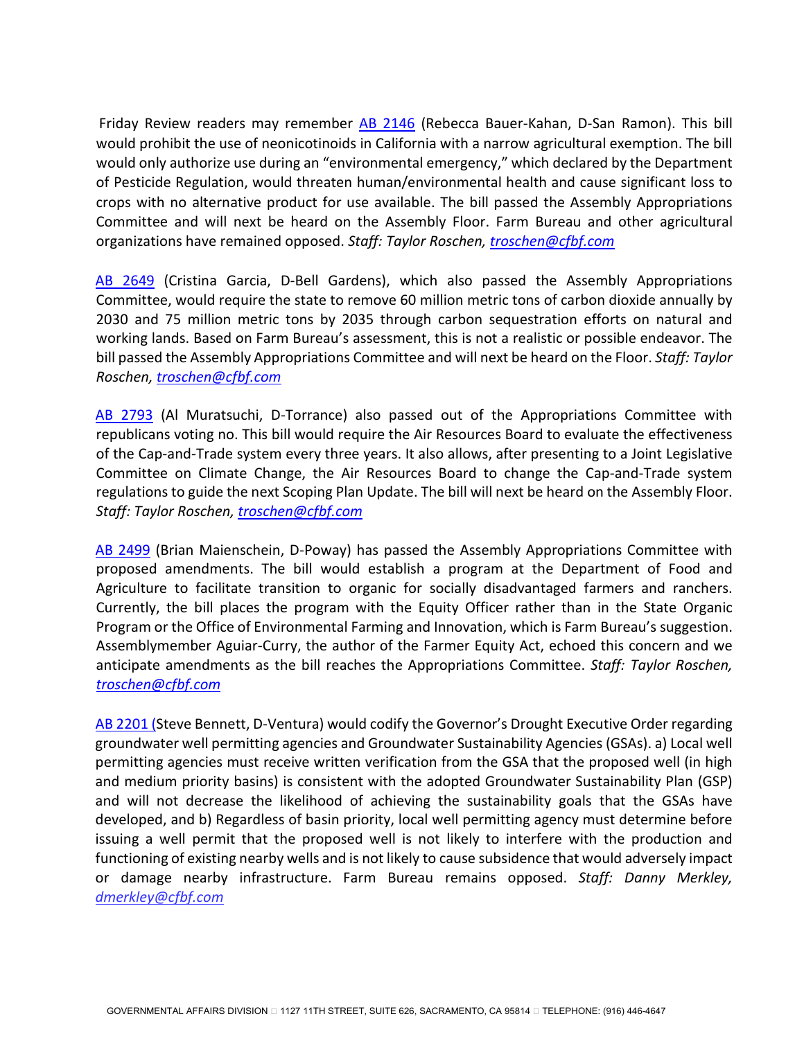Friday Review readers may remember [AB 2146](#) (Rebecca Bauer-Kahan, D-San Ramon). This bill would prohibit the use of neonicotinoids in California with a narrow agricultural exemption. The bill would only authorize use during an "environmental emergency," which declared by the Department of Pesticide Regulation, would threaten human/environmental health and cause significant loss to crops with no alternative product for use available. The bill passed the Assembly Appropriations Committee and will next be heard on the Assembly Floor. Farm Bureau and other agricultural organizations have remained opposed. *Staff: Taylor Roschen, troschen@cfbf.com*

[AB 2649](#) (Cristina Garcia, D-Bell Gardens), which also passed the Assembly Appropriations Committee, would require the state to remove 60 million metric tons of carbon dioxide annually by 2030 and 75 million metric tons by 2035 through carbon sequestration efforts on natural and working lands. Based on Farm Bureau's assessment, this is not a realistic or possible endeavor. The bill passed the Assembly Appropriations Committee and will next be heard on the Floor. *Staff: Taylor Roschen, troschen@cfbf.com*

[AB 2793](#) (Al Muratsuchi, D-Torrance) also passed out of the Appropriations Committee with republicans voting no. This bill would require the Air Resources Board to evaluate the effectiveness of the Cap-and-Trade system every three years. It also allows, after presenting to a Joint Legislative Committee on Climate Change, the Air Resources Board to change the Cap-and-Trade system regulations to guide the next Scoping Plan Update. The bill will next be heard on the Assembly Floor. *Staff: Taylor Roschen, troschen@cfbf.com*

[AB 2499](#) (Brian Maienschein, D-Poway) has passed the Assembly Appropriations Committee with proposed amendments. The bill would establish a program at the Department of Food and Agriculture to facilitate transition to organic for socially disadvantaged farmers and ranchers. Currently, the bill places the program with the Equity Officer rather than in the State Organic Program or the Office of Environmental Farming and Innovation, which is Farm Bureau's suggestion. Assemblymember Aguiar-Curry, the author of the Farmer Equity Act, echoed this concern and we anticipate amendments as the bill reaches the Appropriations Committee. *Staff: Taylor Roschen, troschen@cfbf.com*

[AB 2201](#) (Steve Bennett, D-Ventura) would codify the Governor's Drought Executive Order regarding groundwater well permitting agencies and Groundwater Sustainability Agencies (GSAs). a) Local well permitting agencies must receive written verification from the GSA that the proposed well (in high and medium priority basins) is consistent with the adopted Groundwater Sustainability Plan (GSP) and will not decrease the likelihood of achieving the sustainability goals that the GSAs have developed, and b) Regardless of basin priority, local well permitting agency must determine before issuing a well permit that the proposed well is not likely to interfere with the production and functioning of existing nearby wells and is not likely to cause subsidence that would adversely impact or damage nearby infrastructure. Farm Bureau remains opposed. *Staff: Danny Merkley, dmerkley@cfbf.com*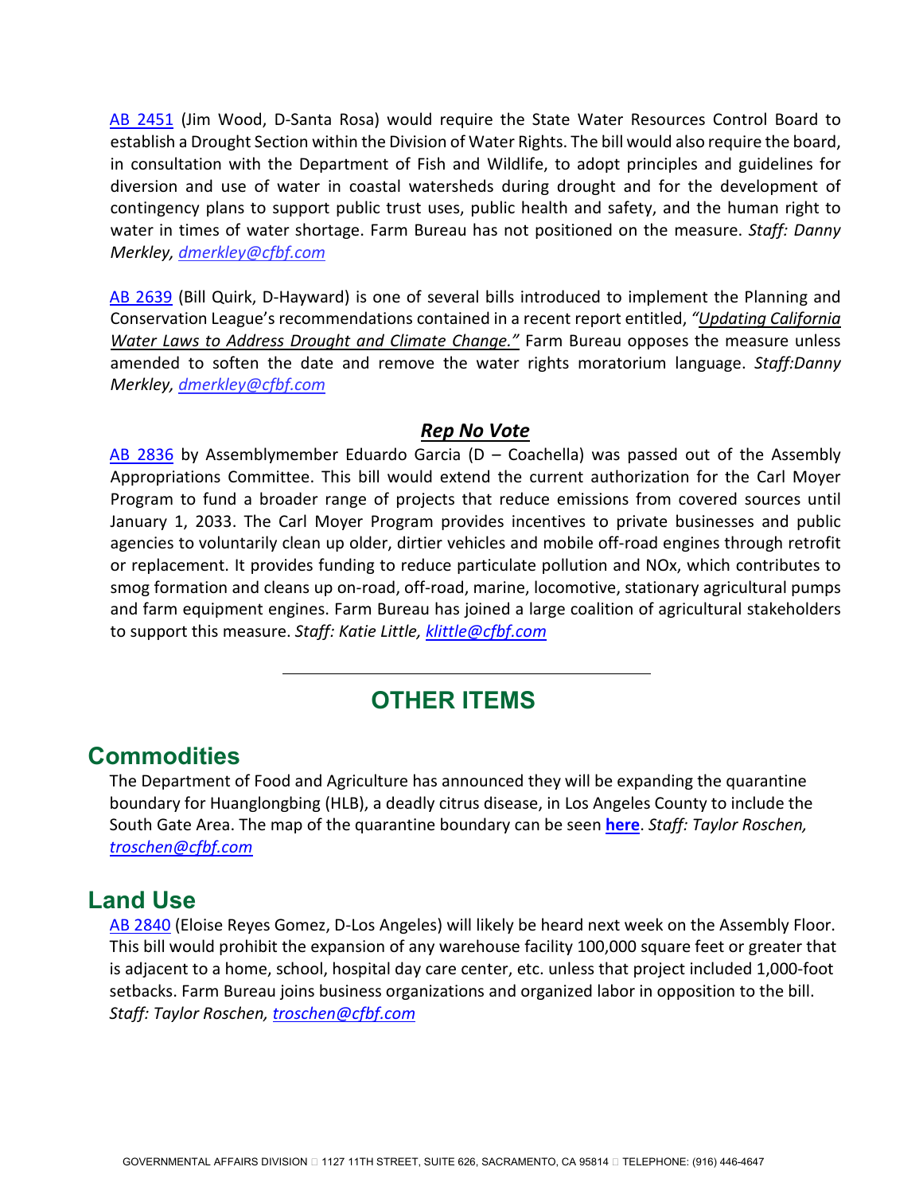AB 2451 (Jim Wood, D-Santa Rosa) would require the State Water Resources Control Board to establish a Drought Section within the Division of Water Rights. The bill would also require the board, in consultation with the Department of Fish and Wildlife, to adopt principles and guidelines for diversion and use of water in coastal watersheds during drought and for the development of contingency plans to support public trust uses, public health and safety, and the human right to water in times of water shortage. Farm Bureau has not positioned on the measure. *Staff: Danny Merkley, dmerkley@cfbf.com*

AB 2639 (Bill Quirk, D-Hayward) is one of several bills introduced to implement the Planning and Conservation League's recommendations contained in a recent report entitled, *"Updating California Water Laws to Address Drought and Climate Change."* Farm Bureau opposes the measure unless amended to soften the date and remove the water rights moratorium language. *Staff:Danny Merkley, dmerkley@cfbf.com*

### *Rep No Vote*

AB 2836 by Assemblymember Eduardo Garcia (D – Coachella) was passed out of the Assembly Appropriations Committee. This bill would extend the current authorization for the Carl Moyer Program to fund a broader range of projects that reduce emissions from covered sources until January 1, 2033. The Carl Moyer Program provides incentives to private businesses and public agencies to voluntarily clean up older, dirtier vehicles and mobile off-road engines through retrofit or replacement. It provides funding to reduce particulate pollution and NOx, which contributes to smog formation and cleans up on-road, off-road, marine, locomotive, stationary agricultural pumps and farm equipment engines. Farm Bureau has joined a large coalition of agricultural stakeholders to support this measure. *Staff: Katie Little, klittle@cfbf.com*

---

## OTHER ITEMS

## Commodities

The Department of Food and Agriculture has announced they will be expanding the quarantine boundary for Huanglongbing (HLB), a deadly citrus disease, in Los Angeles County to include the South Gate Area. The map of the quarantine boundary can be seen **here**. *Staff: Taylor Roschen, troschen@cfbf.com*

## Land Use

AB 2840 (Eloise Reyes Gomez, D-Los Angeles) will likely be heard next week on the Assembly Floor. This bill would prohibit the expansion of any warehouse facility 100,000 square feet or greater that is adjacent to a home, school, hospital day care center, etc. unless that project included 1,000-foot setbacks. Farm Bureau joins business organizations and organized labor in opposition to the bill. *Staff: Taylor Roschen, troschen@cfbf.com*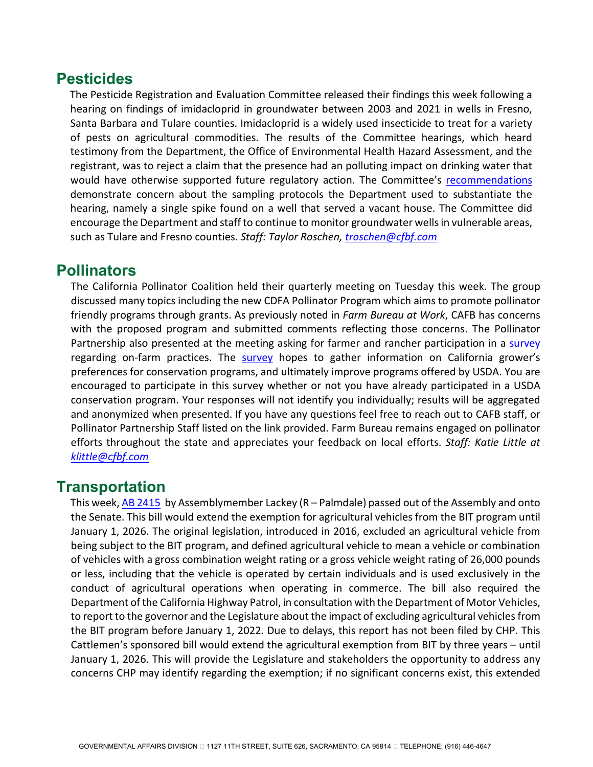## Pesticides

The Pesticide Registration and Evaluation Committee released their findings this week following a hearing on findings of imidacloprid in groundwater between 2003 and 2021 in wells in Fresno, Santa Barbara and Tulare counties. Imidacloprid is a widely used insecticide to treat for a variety of pests on agricultural commodities. The results of the Committee hearings, which heard testimony from the Department, the Office of Environmental Health Hazard Assessment, and the registrant, was to reject a claim that the presence had an polluting impact on drinking water that would have otherwise supported future regulatory action. The Committee's recommendations demonstrate concern about the sampling protocols the Department used to substantiate the hearing, namely a single spike found on a well that served a vacant house. The Committee did encourage the Department and staff to continue to monitor groundwater wells in vulnerable areas, such as Tulare and Fresno counties. *Staff: Taylor Roschen, troschen@cfbf.com*

## Pollinators

The California Pollinator Coalition held their quarterly meeting on Tuesday this week. The group discussed many topics including the new CDFA Pollinator Program which aims to promote pollinator friendly programs through grants. As previously noted in *Farm Bureau at Work*, CAFB has concerns with the proposed program and submitted comments reflecting those concerns. The Pollinator Partnership also presented at the meeting asking for farmer and rancher participation in a survey regarding on-farm practices. The survey hopes to gather information on California grower's preferences for conservation programs, and ultimately improve programs offered by USDA. You are encouraged to participate in this survey whether or not you have already participated in a USDA conservation program. Your responses will not identify you individually; results will be aggregated and anonymized when presented. If you have any questions feel free to reach out to CAFB staff, or Pollinator Partnership Staff listed on the link provided. Farm Bureau remains engaged on pollinator efforts throughout the state and appreciates your feedback on local efforts. *Staff: Katie Little at klittle@cfbf.com*

## Transportation

This week, AB 2415 by Assemblymember Lackey (R – Palmdale) passed out of the Assembly and onto the Senate. This bill would extend the exemption for agricultural vehicles from the BIT program until January 1, 2026. The original legislation, introduced in 2016, excluded an agricultural vehicle from being subject to the BIT program, and defined agricultural vehicle to mean a vehicle or combination of vehicles with a gross combination weight rating or a gross vehicle weight rating of 26,000 pounds or less, including that the vehicle is operated by certain individuals and is used exclusively in the conduct of agricultural operations when operating in commerce. The bill also required the Department of the California Highway Patrol, in consultation with the Department of Motor Vehicles, to report to the governor and the Legislature about the impact of excluding agricultural vehicles from the BIT program before January 1, 2022. Due to delays, this report has not been filed by CHP. This Cattlemen's sponsored bill would extend the agricultural exemption from BIT by three years – until January 1, 2026. This will provide the Legislature and stakeholders the opportunity to address any concerns CHP may identify regarding the exemption; if no significant concerns exist, this extended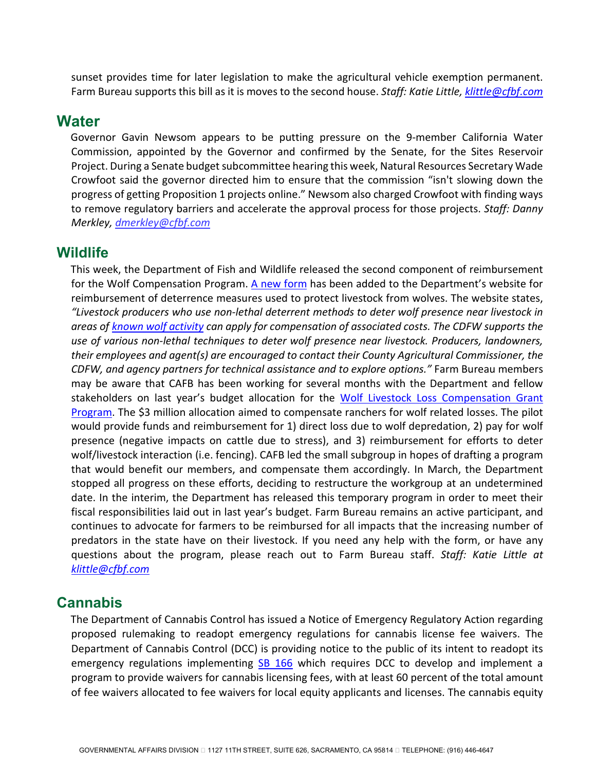sunset provides time for later legislation to make the agricultural vehicle exemption permanent. Farm Bureau supports this bill as it is moves to the second house. *Staff: Katie Little, klittle@cfbf.com*

## Water

Governor Gavin Newsom appears to be putting pressure on the 9-member California Water Commission, appointed by the Governor and confirmed by the Senate, for the Sites Reservoir Project. During a Senate budget subcommittee hearing this week, Natural Resources Secretary Wade Crowfoot said the governor directed him to ensure that the commission "isn't slowing down the progress of getting Proposition 1 projects online." Newsom also charged Crowfoot with finding ways to remove regulatory barriers and accelerate the approval process for those projects. *Staff: Danny Merkley, dmerkley@cfbf.com*

## Wildlife

This week, the Department of Fish and Wildlife released the second component of reimbursement for the Wolf Compensation Program. A new form has been added to the Department's website for reimbursement of deterrence measures used to protect livestock from wolves. The website states, *"Livestock producers who use non-lethal deterrent methods to deter wolf presence near livestock in areas of known wolf activity can apply for compensation of associated costs. The CDFW supports the use of various non-lethal techniques to deter wolf presence near livestock. Producers, landowners, their employees and agent(s) are encouraged to contact their County Agricultural Commissioner, the CDFW, and agency partners for technical assistance and to explore options."* Farm Bureau members may be aware that CAFB has been working for several months with the Department and fellow stakeholders on last year's budget allocation for the Wolf Livestock Loss Compensation Grant Program. The $3 million allocation aimed to compensate ranchers for wolf related losses. The pilot would provide funds and reimbursement for 1) direct loss due to wolf depredation, 2) pay for wolf presence (negative impacts on cattle due to stress), and 3) reimbursement for efforts to deter wolf/livestock interaction (i.e. fencing). CAFB led the small subgroup in hopes of drafting a program that would benefit our members, and compensate them accordingly. In March, the Department stopped all progress on these efforts, deciding to restructure the workgroup at an undetermined date. In the interim, the Department has released this temporary program in order to meet their fiscal responsibilities laid out in last year's budget. Farm Bureau remains an active participant, and continues to advocate for farmers to be reimbursed for all impacts that the increasing number of predators in the state have on their livestock. If you need any help with the form, or have any questions about the program, please reach out to Farm Bureau staff. *Staff: Katie Little at klittle@cfbf.com*

## Cannabis

The Department of Cannabis Control has issued a Notice of Emergency Regulatory Action regarding proposed rulemaking to readopt emergency regulations for cannabis license fee waivers. The Department of Cannabis Control (DCC) is providing notice to the public of its intent to readopt its emergency regulations implementing SB 166 which requires DCC to develop and implement a program to provide waivers for cannabis licensing fees, with at least 60 percent of the total amount of fee waivers allocated to fee waivers for local equity applicants and licenses. The cannabis equity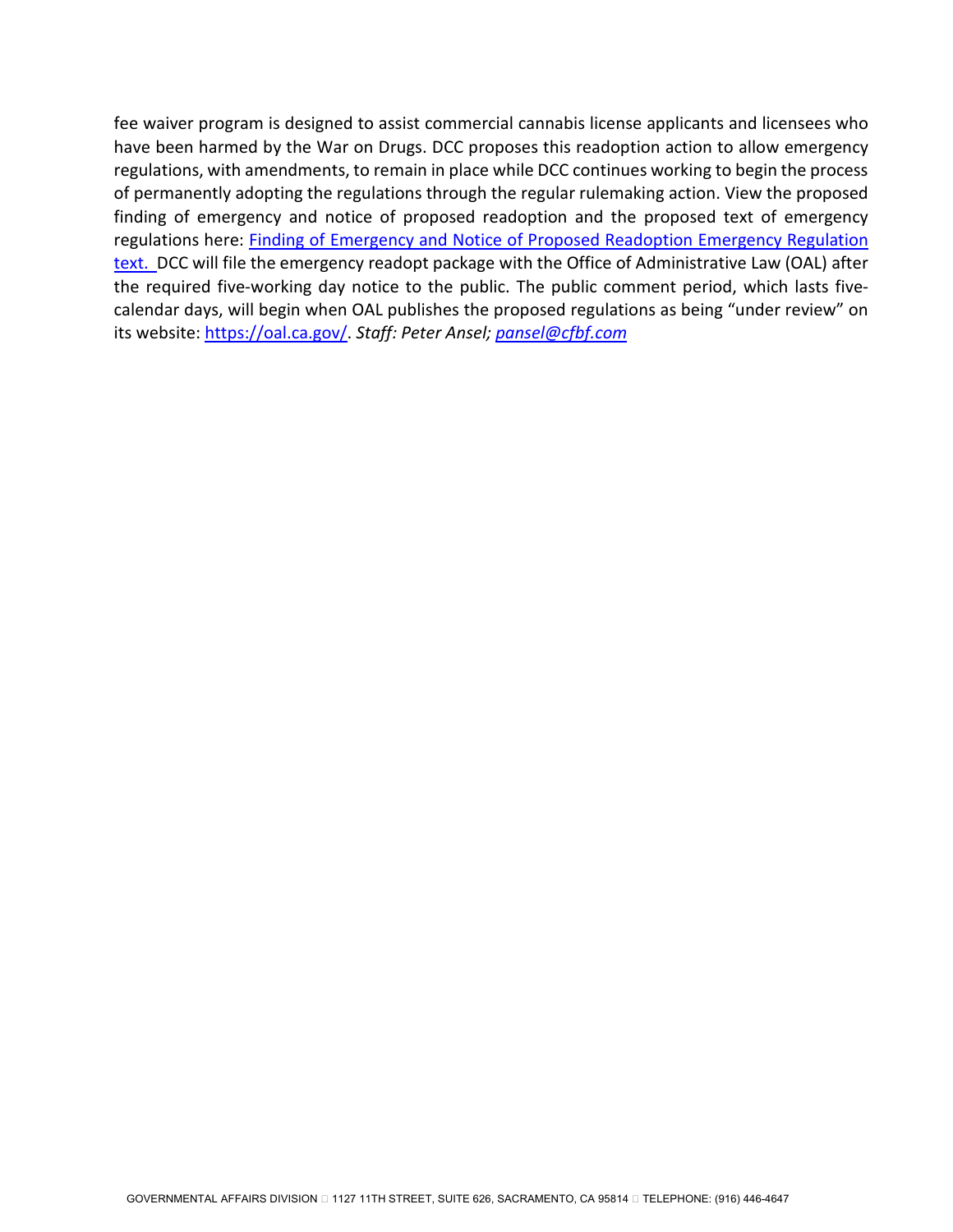fee waiver program is designed to assist commercial cannabis license applicants and licensees who have been harmed by the War on Drugs. DCC proposes this readoption action to allow emergency regulations, with amendments, to remain in place while DCC continues working to begin the process of permanently adopting the regulations through the regular rulemaking action. View the proposed finding of emergency and notice of proposed readoption and the proposed text of emergency regulations here: Finding of Emergency and Notice of Proposed Readoption Emergency Regulation text. DCC will file the emergency readopt package with the Office of Administrative Law (OAL) after the required five-working day notice to the public. The public comment period, which lasts five-calendar days, will begin when OAL publishes the proposed regulations as being "under review" on its website: https://oal.ca.gov/. *Staff: Peter Ansel; pansel@cfbf.com*